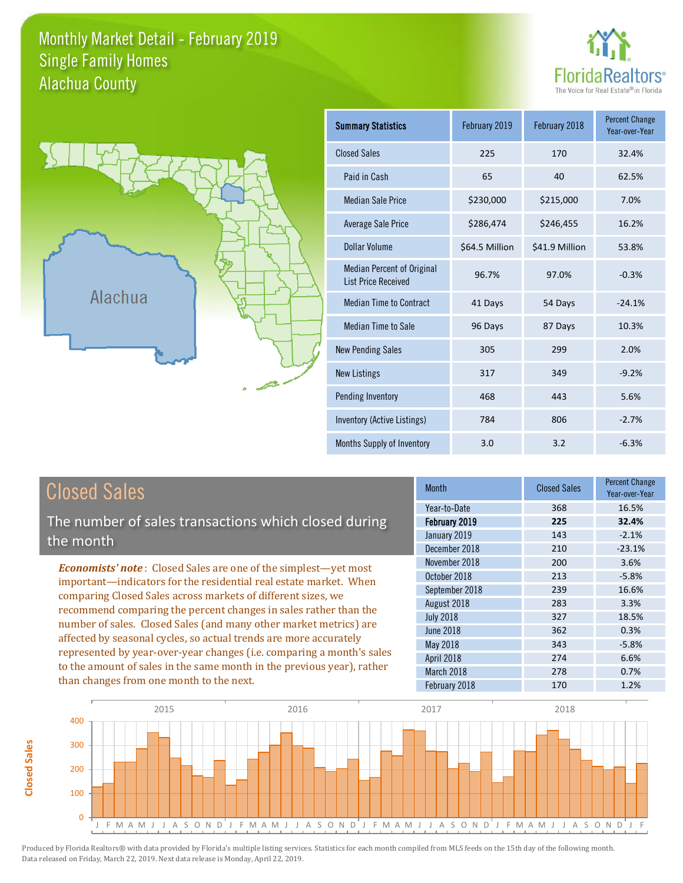# Monthly Market Detail - February 2019
## Single Family Homes
## Alachua County

FloridaRealtors®
The Voice for Real Estate® in Florida

Alachua

| Summary Statistics | February 2019 | February 2018 | Percent Change Year-over-Year |
|---|---|---|---|
| Closed Sales | 225 | 170 | 32.4% |
| Paid in Cash | 65 | 40 | 62.5% |
| Median Sale Price | $230,000 | $215,000 | 7.0% |
| Average Sale Price | $286,474 | $246,455 | 16.2% |
| Dollar Volume | $64.5 Million | $41.9 Million | 53.8% |
| Median Percent of Original List Price Received | 96.7% | 97.0% | -0.3% |
| Median Time to Contract | 41 Days | 54 Days | -24.1% |
| Median Time to Sale | 96 Days | 87 Days | 10.3% |
| New Pending Sales | 305 | 299 | 2.0% |
| New Listings | 317 | 349 | -9.2% |
| Pending Inventory | 468 | 443 | 5.6% |
| Inventory (Active Listings) | 784 | 806 | -2.7% |
| Months Supply of Inventory | 3.0 | 3.2 | -6.3% |

## Closed Sales

The number of sales transactions which closed during the month

*Economists' note*: Closed Sales are one of the simplest—yet most important—indicators for the residential real estate market. When comparing Closed Sales across markets of different sizes, we recommend comparing the percent changes in sales rather than the number of sales. Closed Sales (and many other market metrics) are affected by seasonal cycles, so actual trends are more accurately represented by year-over-year changes (i.e. comparing a month's sales to the amount of sales in the same month in the previous year), rather than changes from one month to the next.

| Month | Closed Sales | Percent Change Year-over-Year |
|---|---|---|
| Year-to-Date | 368 | 16.5% |
| **February 2019** | **225** | **32.4%** |
| January 2019 | 143 | -2.1% |
| December 2018 | 210 | -23.1% |
| November 2018 | 200 | 3.6% |
| October 2018 | 213 | -5.8% |
| September 2018 | 239 | 16.6% |
| August 2018 | 283 | 3.3% |
| July 2018 | 327 | 18.5% |
| June 2018 | 362 | 0.3% |
| May 2018 | 343 | -5.8% |
| April 2018 | 274 | 6.6% |
| March 2018 | 278 | 0.7% |
| February 2018 | 170 | 1.2% |

Produced by Florida Realtors® with data provided by Florida's multiple listing services. Statistics for each month compiled from MLS feeds on the 15th day of the following month. Data released on Friday, March 22, 2019. Next data release is Monday, April 22, 2019.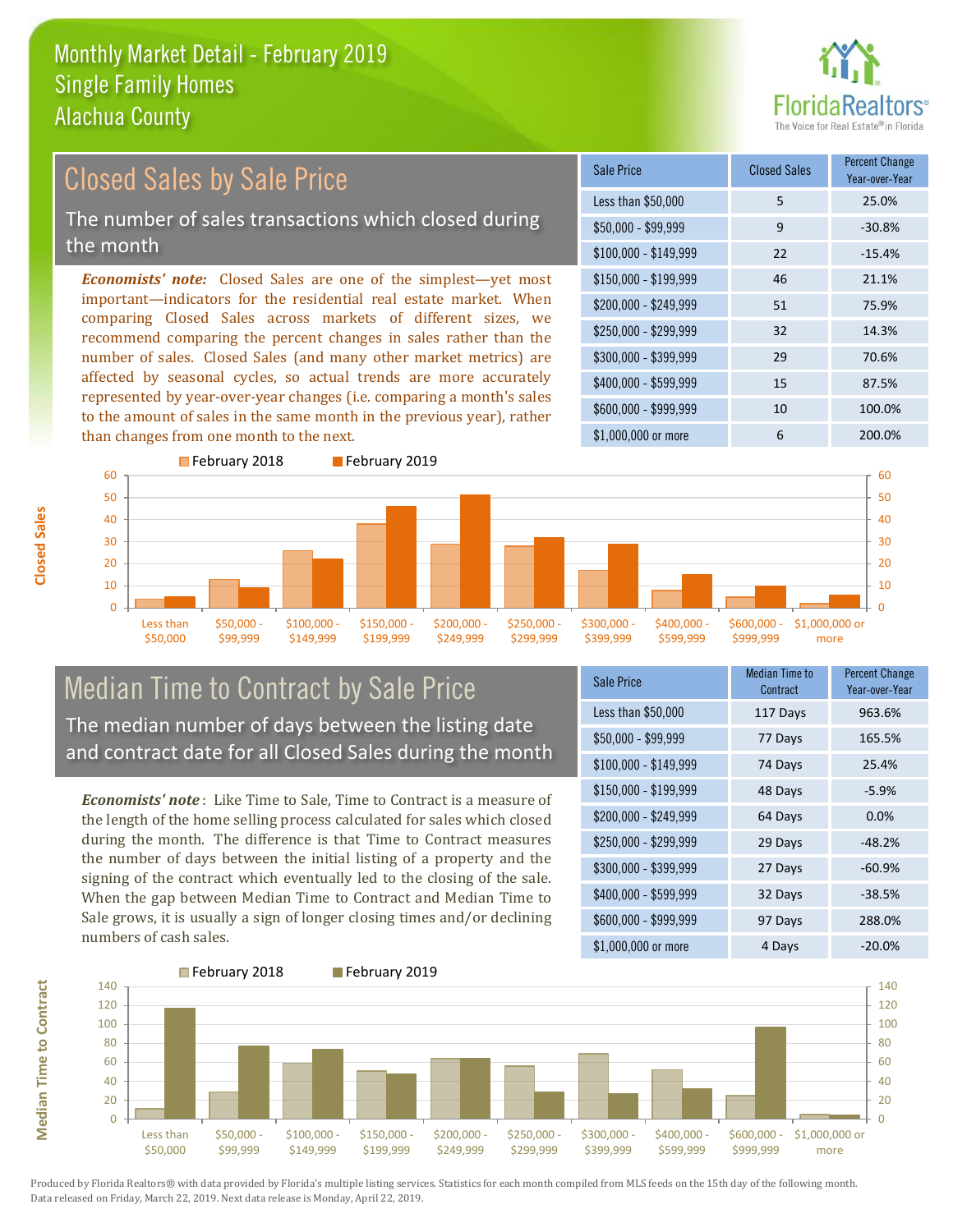# Monthly Market Detail - February 2019
## Single Family Homes
## Alachua County

## Closed Sales by Sale Price

The number of sales transactions which closed during the month

*Economists' note:* Closed Sales are one of the simplest—yet most important—indicators for the residential real estate market. When comparing Closed Sales across markets of different sizes, we recommend comparing the percent changes in sales rather than the number of sales. Closed Sales (and many other market metrics) are affected by seasonal cycles, so actual trends are more accurately represented by year-over-year changes (i.e. comparing a month's sales to the amount of sales in the same month in the previous year), rather than changes from one month to the next.

| Sale Price | Closed Sales | Percent Change Year-over-Year |
|---|---|---|
| Less than $50,000 | 5 | 25.0% |
| $50,000 - $99,999 | 9 | -30.8% |
| $100,000 - $149,999 | 22 | -15.4% |
| $150,000 - $199,999 | 46 | 21.1% |
| $200,000 - $249,999 | 51 | 75.9% |
| $250,000 - $299,999 | 32 | 14.3% |
| $300,000 - $399,999 | 29 | 70.6% |
| $400,000 - $599,999 | 15 | 87.5% |
| $600,000 - $999,999 | 10 | 100.0% |
| $1,000,000 or more | 6 | 200.0% |

## Median Time to Contract by Sale Price

The median number of days between the listing date and contract date for all Closed Sales during the month

*Economists' note*: Like Time to Sale, Time to Contract is a measure of the length of the home selling process calculated for sales which closed during the month. The difference is that Time to Contract measures the number of days between the initial listing of a property and the signing of the contract which eventually led to the closing of the sale. When the gap between Median Time to Contract and Median Time to Sale grows, it is usually a sign of longer closing times and/or declining numbers of cash sales.

| Sale Price | Median Time to Contract | Percent Change Year-over-Year |
|---|---|---|
| Less than $50,000 | 117 Days | 963.6% |
| $50,000 - $99,999 | 77 Days | 165.5% |
| $100,000 - $149,999 | 74 Days | 25.4% |
| $150,000 - $199,999 | 48 Days | -5.9% |
| $200,000 - $249,999 | 64 Days | 0.0% |
| $250,000 - $299,999 | 29 Days | -48.2% |
| $300,000 - $399,999 | 27 Days | -60.9% |
| $400,000 - $599,999 | 32 Days | -38.5% |
| $600,000 - $999,999 | 97 Days | 288.0% |
| $1,000,000 or more | 4 Days | -20.0% |

Produced by Florida Realtors® with data provided by Florida's multiple listing services. Statistics for each month compiled from MLS feeds on the 15th day of the following month. Data released on Friday, March 22, 2019. Next data release is Monday, April 22, 2019.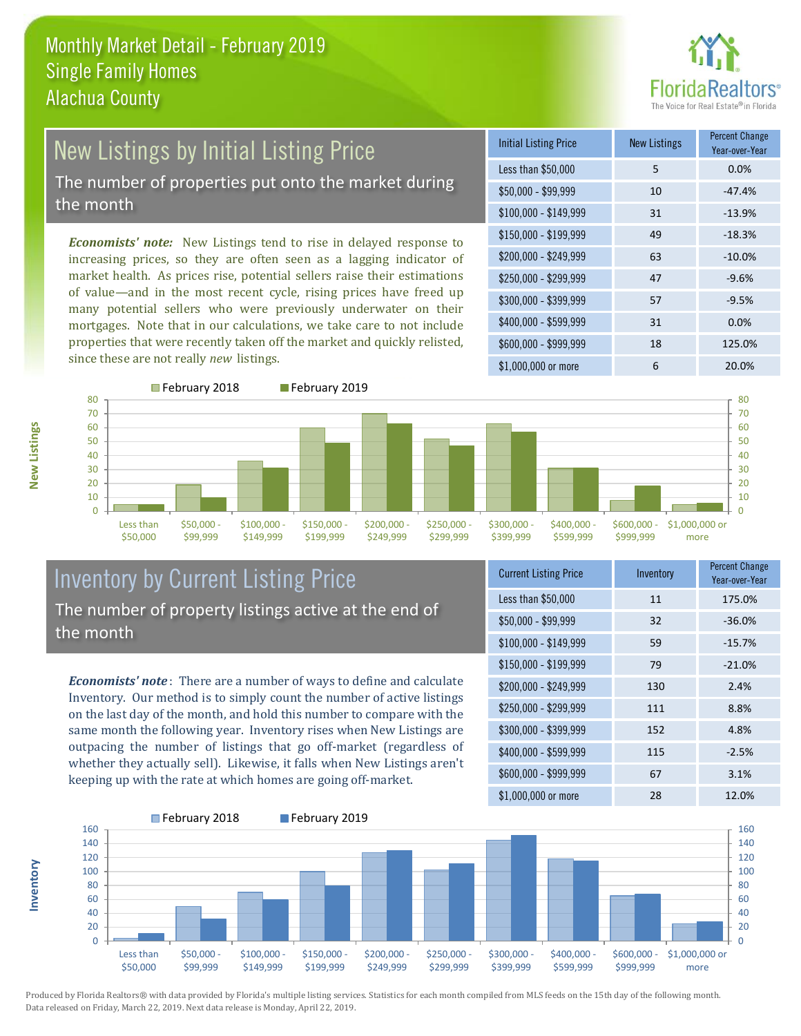# Monthly Market Detail - February 2019
## Single Family Homes
## Alachua County

## New Listings by Initial Listing Price

The number of properties put onto the market during the month

*Economists' note:* New Listings tend to rise in delayed response to increasing prices, so they are often seen as a lagging indicator of market health. As prices rise, potential sellers raise their estimations of value—and in the most recent cycle, rising prices have freed up many potential sellers who were previously underwater on their mortgages. Note that in our calculations, we take care to not include properties that were recently taken off the market and quickly relisted, since these are not really *new* listings.

| Initial Listing Price | New Listings | Percent Change Year-over-Year |
|---|---|---|
| Less than $50,000 | 5 | 0.0% |
| $50,000 - $99,999 | 10 | -47.4% |
| $100,000 - $149,999 | 31 | -13.9% |
| $150,000 - $199,999 | 49 | -18.3% |
| $200,000 - $249,999 | 63 | -10.0% |
| $250,000 - $299,999 | 47 | -9.6% |
| $300,000 - $399,999 | 57 | -9.5% |
| $400,000 - $599,999 | 31 | 0.0% |
| $600,000 - $999,999 | 18 | 125.0% |
| $1,000,000 or more | 6 | 20.0% |

## Inventory by Current Listing Price

The number of property listings active at the end of the month

*Economists' note*: There are a number of ways to define and calculate Inventory. Our method is to simply count the number of active listings on the last day of the month, and hold this number to compare with the same month the following year. Inventory rises when New Listings are outpacing the number of listings that go off-market (regardless of whether they actually sell). Likewise, it falls when New Listings aren't keeping up with the rate at which homes are going off-market.

| Current Listing Price | Inventory | Percent Change Year-over-Year |
|---|---|---|
| Less than $50,000 | 11 | 175.0% |
| $50,000 - $99,999 | 32 | -36.0% |
| $100,000 - $149,999 | 59 | -15.7% |
| $150,000 - $199,999 | 79 | -21.0% |
| $200,000 - $249,999 | 130 | 2.4% |
| $250,000 - $299,999 | 111 | 8.8% |
| $300,000 - $399,999 | 152 | 4.8% |
| $400,000 - $599,999 | 115 | -2.5% |
| $600,000 - $999,999 | 67 | 3.1% |
| $1,000,000 or more | 28 | 12.0% |

Produced by Florida Realtors® with data provided by Florida's multiple listing services. Statistics for each month compiled from MLS feeds on the 15th day of the following month. Data released on Friday, March 22, 2019. Next data release is Monday, April 22, 2019.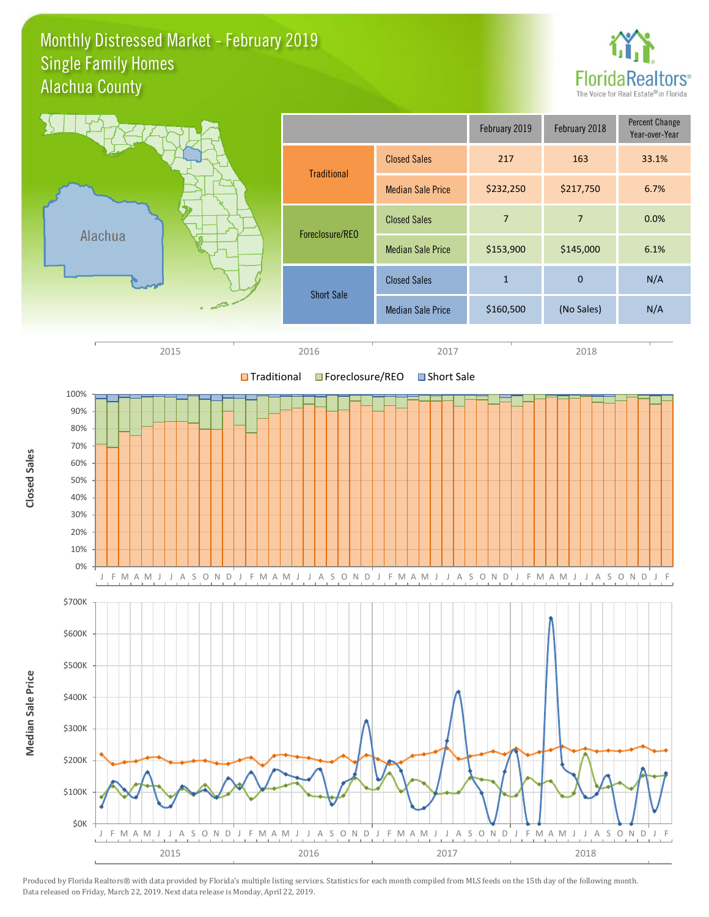# Monthly Distressed Market - February 2019
## Single Family Homes
## Alachua County

| | | February 2019 | February 2018 | Percent Change Year-over-Year |
|---|---|---|---|---|
| Traditional | Closed Sales | 217 | 163 | 33.1% |
| | Median Sale Price | $232,250 | $217,750 | 6.7% |
| Foreclosure/REO | Closed Sales | 7 | 7 | 0.0% |
| | Median Sale Price | $153,900 | $145,000 | 6.1% |
| Short Sale | Closed Sales | 1 | 0 | N/A |
| | Median Sale Price | $160,500 | (No Sales) | N/A |

Produced by Florida Realtors® with data provided by Florida's multiple listing services. Statistics for each month compiled from MLS feeds on the 15th day of the following month. Data released on Friday, March 22, 2019. Next data release is Monday, April 22, 2019.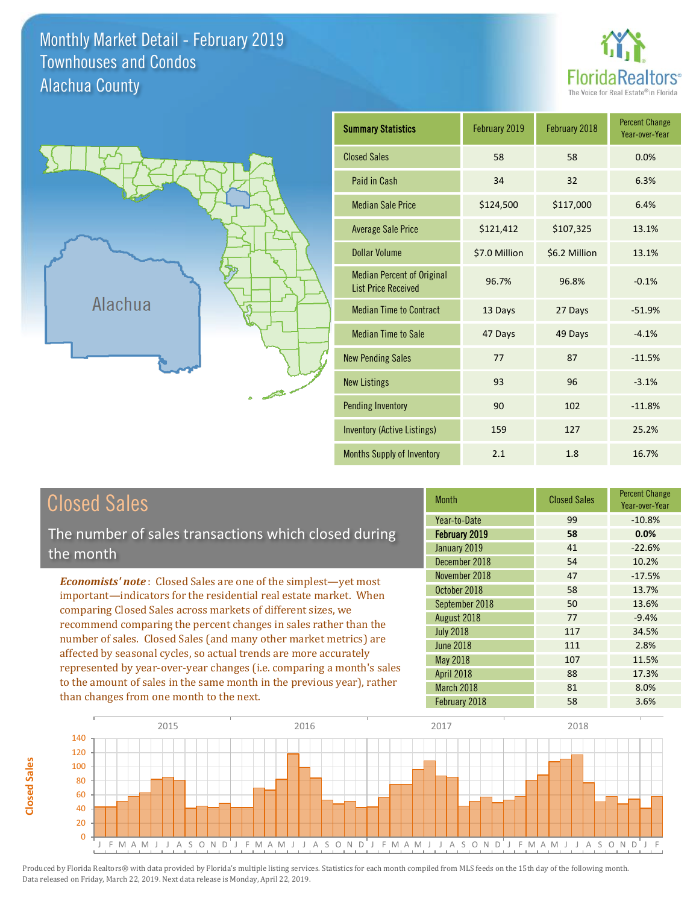# Monthly Market Detail - February 2019
## Townhouses and Condos
## Alachua County

| Summary Statistics | February 2019 | February 2018 | Percent Change Year-over-Year |
|---|---|---|---|
| Closed Sales | 58 | 58 | 0.0% |
| Paid in Cash | 34 | 32 | 6.3% |
| Median Sale Price | $124,500 | $117,000 | 6.4% |
| Average Sale Price | $121,412 | $107,325 | 13.1% |
| Dollar Volume | $7.0 Million | $6.2 Million | 13.1% |
| Median Percent of Original List Price Received | 96.7% | 96.8% | -0.1% |
| Median Time to Contract | 13 Days | 27 Days | -51.9% |
| Median Time to Sale | 47 Days | 49 Days | -4.1% |
| New Pending Sales | 77 | 87 | -11.5% |
| New Listings | 93 | 96 | -3.1% |
| Pending Inventory | 90 | 102 | -11.8% |
| Inventory (Active Listings) | 159 | 127 | 25.2% |
| Months Supply of Inventory | 2.1 | 1.8 | 16.7% |

## Closed Sales

The number of sales transactions which closed during the month

***Economists' note***: Closed Sales are one of the simplest—yet most important—indicators for the residential real estate market. When comparing Closed Sales across markets of different sizes, we recommend comparing the percent changes in sales rather than the number of sales. Closed Sales (and many other market metrics) are affected by seasonal cycles, so actual trends are more accurately represented by year-over-year changes (i.e. comparing a month's sales to the amount of sales in the same month in the previous year), rather than changes from one month to the next.

| Month | Closed Sales | Percent Change Year-over-Year |
|---|---|---|
| Year-to-Date | 99 | -10.8% |
| **February 2019** | **58** | **0.0%** |
| January 2019 | 41 | -22.6% |
| December 2018 | 54 | 10.2% |
| November 2018 | 47 | -17.5% |
| October 2018 | 58 | 13.7% |
| September 2018 | 50 | 13.6% |
| August 2018 | 77 | -9.4% |
| July 2018 | 117 | 34.5% |
| June 2018 | 111 | 2.8% |
| May 2018 | 107 | 11.5% |
| April 2018 | 88 | 17.3% |
| March 2018 | 81 | 8.0% |
| February 2018 | 58 | 3.6% |

Produced by Florida Realtors® with data provided by Florida's multiple listing services. Statistics for each month compiled from MLS feeds on the 15th day of the following month. Data released on Friday, March 22, 2019. Next data release is Monday, April 22, 2019.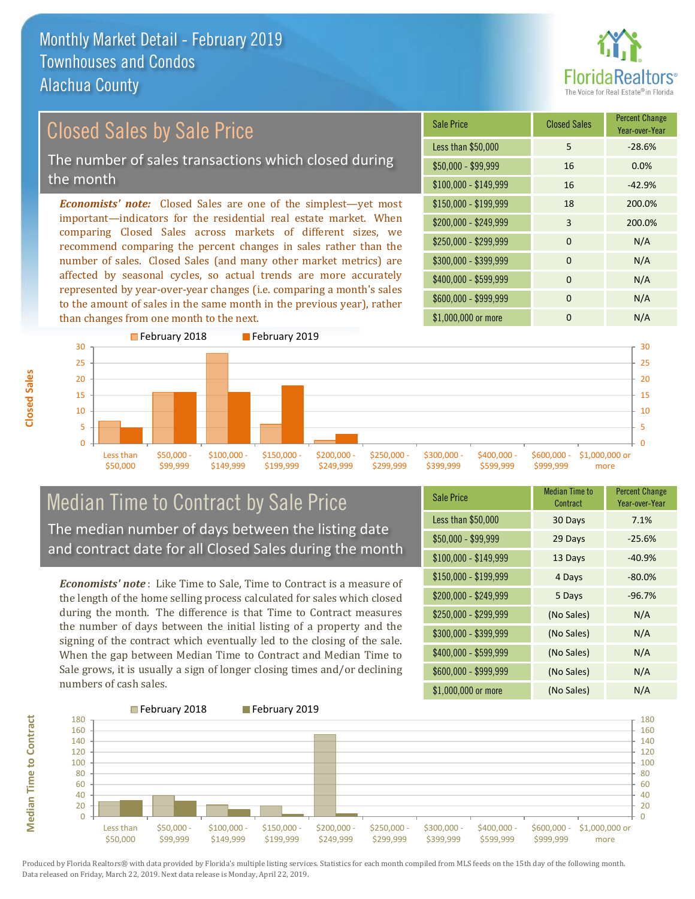# Monthly Market Detail - February 2019
## Townhouses and Condos
## Alachua County

## Closed Sales by Sale Price

The number of sales transactions which closed during the month

***Economists' note:*** Closed Sales are one of the simplest—yet most important—indicators for the residential real estate market. When comparing Closed Sales across markets of different sizes, we recommend comparing the percent changes in sales rather than the number of sales. Closed Sales (and many other market metrics) are affected by seasonal cycles, so actual trends are more accurately represented by year-over-year changes (i.e. comparing a month's sales to the amount of sales in the same month in the previous year), rather than changes from one month to the next.

| Sale Price | Closed Sales | Percent Change Year-over-Year |
|---|---|---|
| Less than $50,000 | 5 | -28.6% |
| $50,000 - $99,999 | 16 | 0.0% |
| $100,000 - $149,999 | 16 | -42.9% |
| $150,000 - $199,999 | 18 | 200.0% |
| $200,000 - $249,999 | 3 | 200.0% |
| $250,000 - $299,999 | 0 | N/A |
| $300,000 - $399,999 | 0 | N/A |
| $400,000 - $599,999 | 0 | N/A |
| $600,000 - $999,999 | 0 | N/A |
| $1,000,000 or more | 0 | N/A |

## Median Time to Contract by Sale Price

The median number of days between the listing date and contract date for all Closed Sales during the month

***Economists' note***: Like Time to Sale, Time to Contract is a measure of the length of the home selling process calculated for sales which closed during the month. The difference is that Time to Contract measures the number of days between the initial listing of a property and the signing of the contract which eventually led to the closing of the sale. When the gap between Median Time to Contract and Median Time to Sale grows, it is usually a sign of longer closing times and/or declining numbers of cash sales.

| Sale Price | Median Time to Contract | Percent Change Year-over-Year |
|---|---|---|
| Less than $50,000 | 30 Days | 7.1% |
| $50,000 - $99,999 | 29 Days | -25.6% |
| $100,000 - $149,999 | 13 Days | -40.9% |
| $150,000 - $199,999 | 4 Days | -80.0% |
| $200,000 - $249,999 | 5 Days | -96.7% |
| $250,000 - $299,999 | (No Sales) | N/A |
| $300,000 - $399,999 | (No Sales) | N/A |
| $400,000 - $599,999 | (No Sales) | N/A |
| $600,000 - $999,999 | (No Sales) | N/A |
| $1,000,000 or more | (No Sales) | N/A |

Produced by Florida Realtors® with data provided by Florida's multiple listing services. Statistics for each month compiled from MLS feeds on the 15th day of the following month. Data released on Friday, March 22, 2019. Next data release is Monday, April 22, 2019.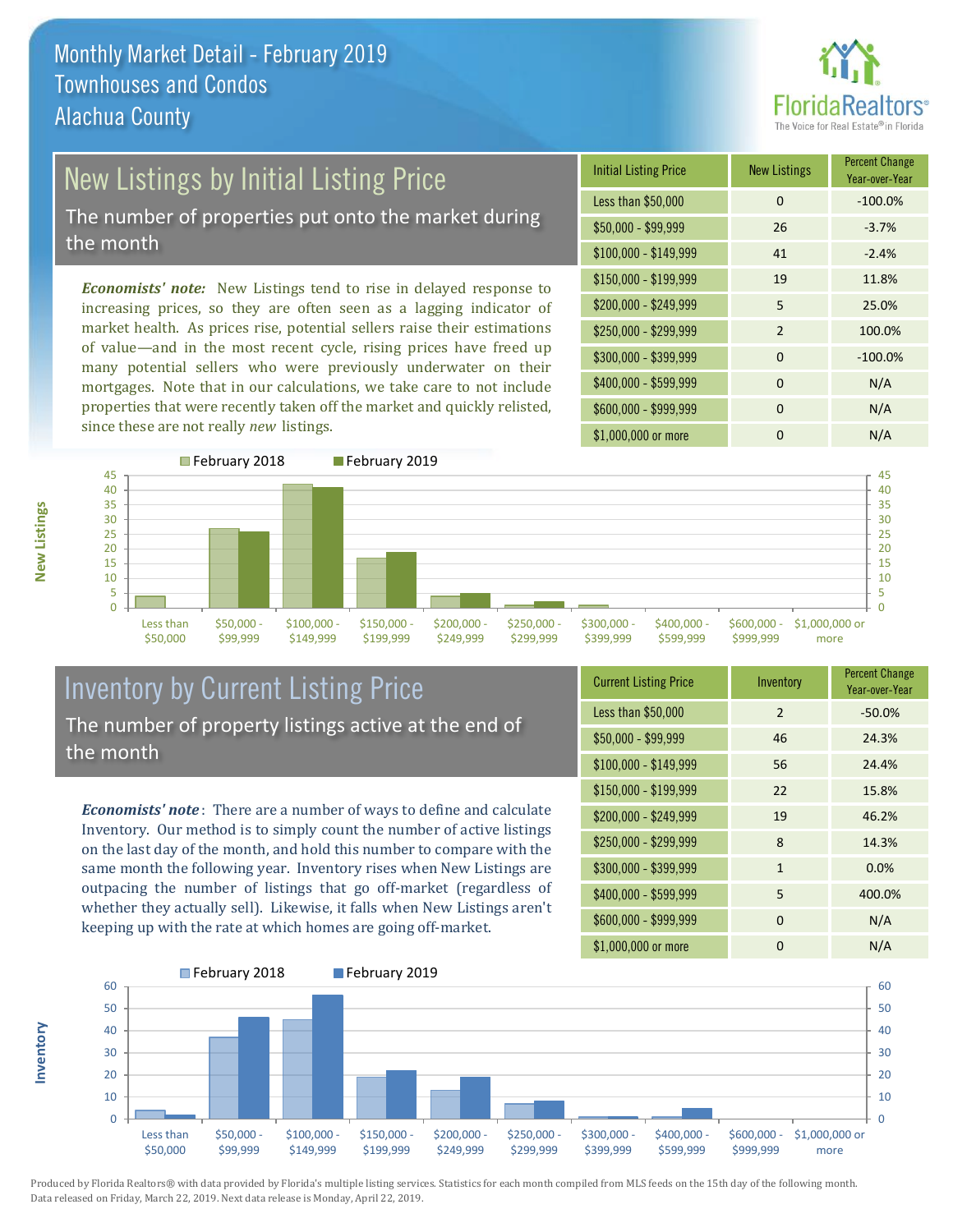# Monthly Market Detail - February 2019
## Townhouses and Condos
## Alachua County

## New Listings by Initial Listing Price

The number of properties put onto the market during the month

***Economists' note:*** New Listings tend to rise in delayed response to increasing prices, so they are often seen as a lagging indicator of market health. As prices rise, potential sellers raise their estimations of value—and in the most recent cycle, rising prices have freed up many potential sellers who were previously underwater on their mortgages. Note that in our calculations, we take care to not include properties that were recently taken off the market and quickly relisted, since these are not really *new* listings.

| Initial Listing Price | New Listings | Percent Change Year-over-Year |
|---|---|---|
| Less than $50,000 | 0 | -100.0% |
| $50,000 - $99,999 | 26 | -3.7% |
| $100,000 - $149,999 | 41 | -2.4% |
| $150,000 - $199,999 | 19 | 11.8% |
| $200,000 - $249,999 | 5 | 25.0% |
| $250,000 - $299,999 | 2 | 100.0% |
| $300,000 - $399,999 | 0 | -100.0% |
| $400,000 - $599,999 | 0 | N/A |
| $600,000 - $999,999 | 0 | N/A |
| $1,000,000 or more | 0 | N/A |

## Inventory by Current Listing Price

The number of property listings active at the end of the month

***Economists' note*:** There are a number of ways to define and calculate Inventory. Our method is to simply count the number of active listings on the last day of the month, and hold this number to compare with the same month the following year. Inventory rises when New Listings are outpacing the number of listings that go off-market (regardless of whether they actually sell). Likewise, it falls when New Listings aren't keeping up with the rate at which homes are going off-market.

| Current Listing Price | Inventory | Percent Change Year-over-Year |
|---|---|---|
| Less than $50,000 | 2 | -50.0% |
| $50,000 - $99,999 | 46 | 24.3% |
| $100,000 - $149,999 | 56 | 24.4% |
| $150,000 - $199,999 | 22 | 15.8% |
| $200,000 - $249,999 | 19 | 46.2% |
| $250,000 - $299,999 | 8 | 14.3% |
| $300,000 - $399,999 | 1 | 0.0% |
| $400,000 - $599,999 | 5 | 400.0% |
| $600,000 - $999,999 | 0 | N/A |
| $1,000,000 or more | 0 | N/A |

Produced by Florida Realtors® with data provided by Florida's multiple listing services. Statistics for each month compiled from MLS feeds on the 15th day of the following month. Data released on Friday, March 22, 2019. Next data release is Monday, April 22, 2019.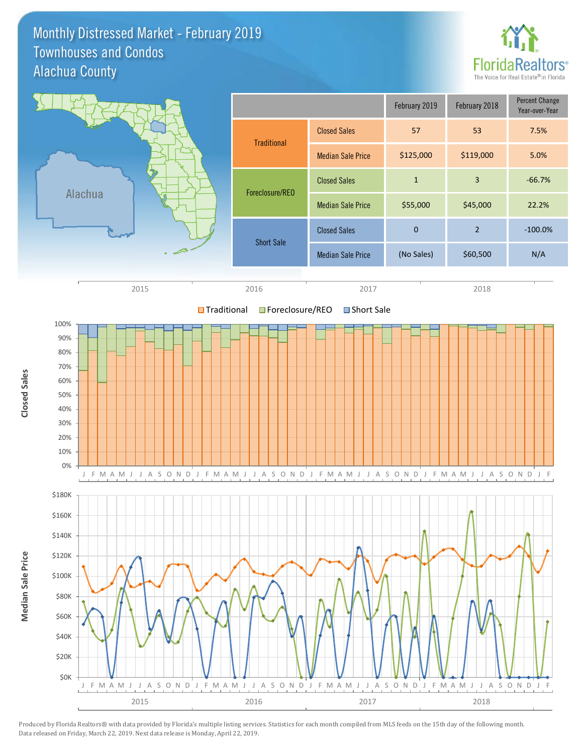# Monthly Distressed Market - February 2019
## Townhouses and Condos
## Alachua County

| | | February 2019 | February 2018 | Percent Change Year-over-Year |
|---|---|---|---|---|
| Traditional | Closed Sales | 57 | 53 | 7.5% |
| | Median Sale Price | $125,000 | $119,000 | 5.0% |
| Foreclosure/REO | Closed Sales | 1 | 3 | -66.7% |
| | Median Sale Price | $55,000 | $45,000 | 22.2% |
| Short Sale | Closed Sales | 0 | 2 | -100.0% |
| | Median Sale Price | (No Sales) | $60,500 | N/A |

Produced by Florida Realtors® with data provided by Florida's multiple listing services. Statistics for each month compiled from MLS feeds on the 15th day of the following month. Data released on Friday, March 22, 2019. Next data release is Monday, April 22, 2019.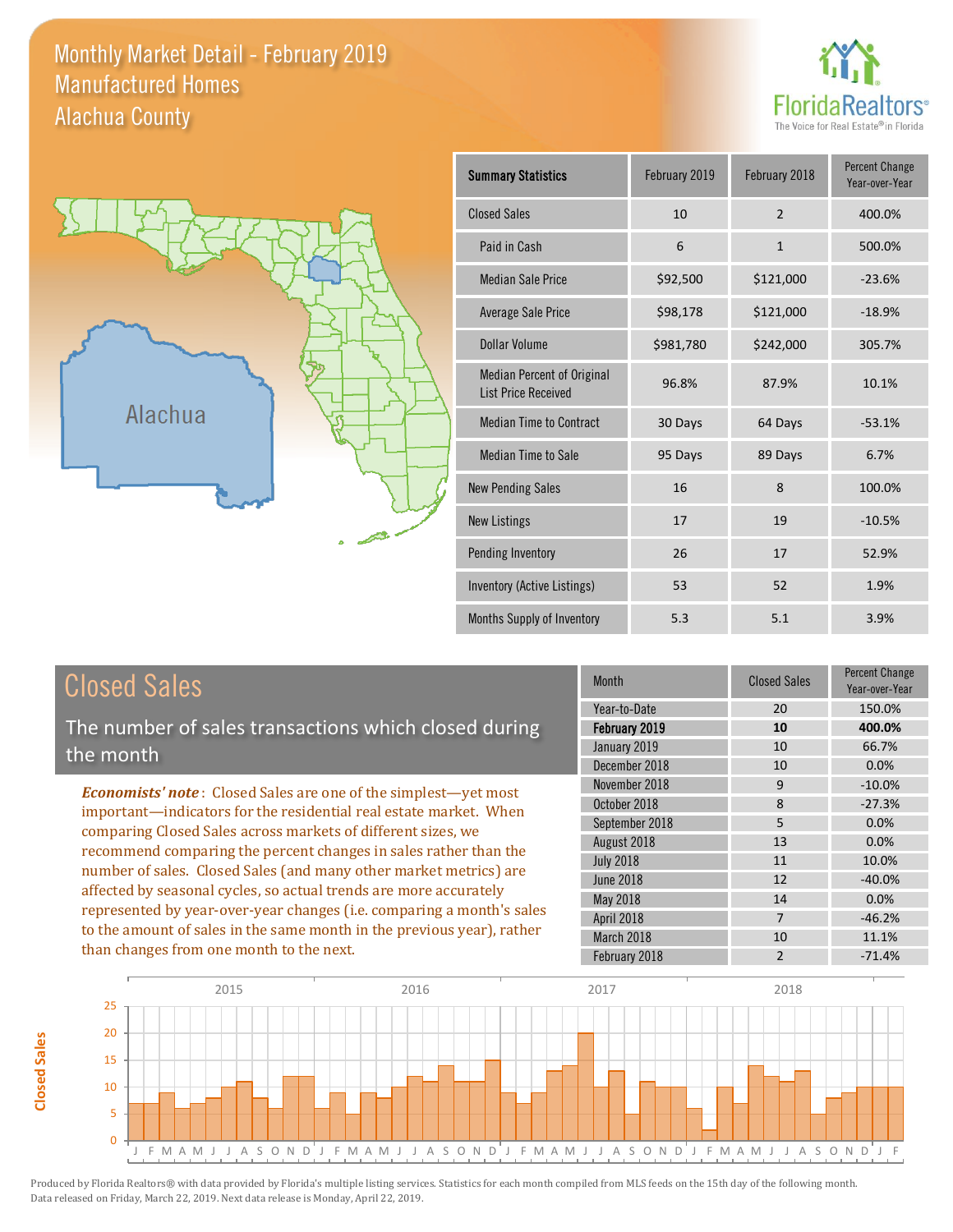# Monthly Market Detail - February 2019
## Manufactured Homes
## Alachua County

Alachua

| Summary Statistics | February 2019 | February 2018 | Percent Change Year-over-Year |
|---|---|---|---|
| Closed Sales | 10 | 2 | 400.0% |
| Paid in Cash | 6 | 1 | 500.0% |
| Median Sale Price | $92,500 | $121,000 | -23.6% |
| Average Sale Price | $98,178 | $121,000 | -18.9% |
| Dollar Volume | $981,780 | $242,000 | 305.7% |
| Median Percent of Original List Price Received | 96.8% | 87.9% | 10.1% |
| Median Time to Contract | 30 Days | 64 Days | -53.1% |
| Median Time to Sale | 95 Days | 89 Days | 6.7% |
| New Pending Sales | 16 | 8 | 100.0% |
| New Listings | 17 | 19 | -10.5% |
| Pending Inventory | 26 | 17 | 52.9% |
| Inventory (Active Listings) | 53 | 52 | 1.9% |
| Months Supply of Inventory | 5.3 | 5.1 | 3.9% |

## Closed Sales

The number of sales transactions which closed during the month

***Economists' note***: Closed Sales are one of the simplest—yet most important—indicators for the residential real estate market. When comparing Closed Sales across markets of different sizes, we recommend comparing the percent changes in sales rather than the number of sales. Closed Sales (and many other market metrics) are affected by seasonal cycles, so actual trends are more accurately represented by year-over-year changes (i.e. comparing a month's sales to the amount of sales in the same month in the previous year), rather than changes from one month to the next.

| Month | Closed Sales | Percent Change Year-over-Year |
|---|---|---|
| Year-to-Date | 20 | 150.0% |
| **February 2019** | **10** | **400.0%** |
| January 2019 | 10 | 66.7% |
| December 2018 | 10 | 0.0% |
| November 2018 | 9 | -10.0% |
| October 2018 | 8 | -27.3% |
| September 2018 | 5 | 0.0% |
| August 2018 | 13 | 0.0% |
| July 2018 | 11 | 10.0% |
| June 2018 | 12 | -40.0% |
| May 2018 | 14 | 0.0% |
| April 2018 | 7 | -46.2% |
| March 2018 | 10 | 11.1% |
| February 2018 | 2 | -71.4% |

Produced by Florida Realtors® with data provided by Florida's multiple listing services. Statistics for each month compiled from MLS feeds on the 15th day of the following month. Data released on Friday, March 22, 2019. Next data release is Monday, April 22, 2019.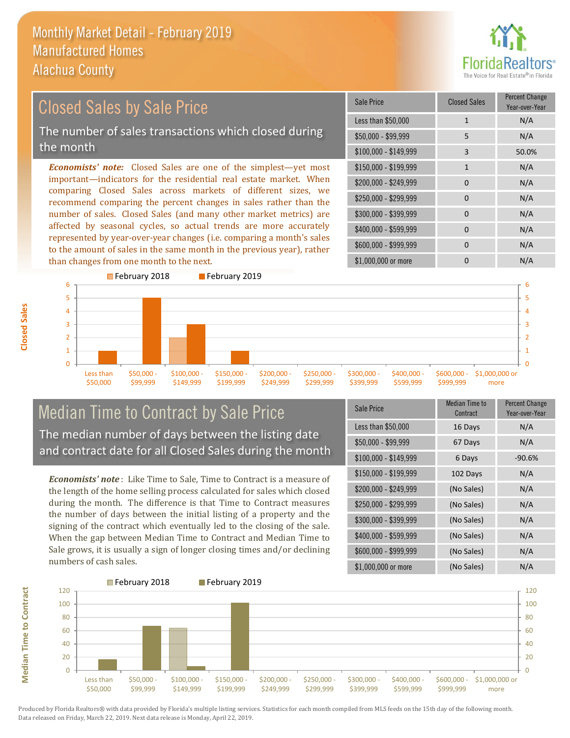# Monthly Market Detail - February 2019
## Manufactured Homes
## Alachua County

## Closed Sales by Sale Price

The number of sales transactions which closed during the month

*Economists' note:* Closed Sales are one of the simplest—yet most important—indicators for the residential real estate market. When comparing Closed Sales across markets of different sizes, we recommend comparing the percent changes in sales rather than the number of sales. Closed Sales (and many other market metrics) are affected by seasonal cycles, so actual trends are more accurately represented by year-over-year changes (i.e. comparing a month's sales to the amount of sales in the same month in the previous year), rather than changes from one month to the next.

| Sale Price | Closed Sales | Percent Change Year-over-Year |
|---|---|---|
| Less than $50,000 | 1 | N/A |
| $50,000 - $99,999 | 5 | N/A |
| $100,000 - $149,999 | 3 | 50.0% |
| $150,000 - $199,999 | 1 | N/A |
| $200,000 - $249,999 | 0 | N/A |
| $250,000 - $299,999 | 0 | N/A |
| $300,000 - $399,999 | 0 | N/A |
| $400,000 - $599,999 | 0 | N/A |
| $600,000 - $999,999 | 0 | N/A |
| $1,000,000 or more | 0 | N/A |

## Median Time to Contract by Sale Price

The median number of days between the listing date and contract date for all Closed Sales during the month

*Economists' note*: Like Time to Sale, Time to Contract is a measure of the length of the home selling process calculated for sales which closed during the month. The difference is that Time to Contract measures the number of days between the initial listing of a property and the signing of the contract which eventually led to the closing of the sale. When the gap between Median Time to Contract and Median Time to Sale grows, it is usually a sign of longer closing times and/or declining numbers of cash sales.

| Sale Price | Median Time to Contract | Percent Change Year-over-Year |
|---|---|---|
| Less than $50,000 | 16 Days | N/A |
| $50,000 - $99,999 | 67 Days | N/A |
| $100,000 - $149,999 | 6 Days | -90.6% |
| $150,000 - $199,999 | 102 Days | N/A |
| $200,000 - $249,999 | (No Sales) | N/A |
| $250,000 - $299,999 | (No Sales) | N/A |
| $300,000 - $399,999 | (No Sales) | N/A |
| $400,000 - $599,999 | (No Sales) | N/A |
| $600,000 - $999,999 | (No Sales) | N/A |
| $1,000,000 or more | (No Sales) | N/A |

Produced by Florida Realtors® with data provided by Florida's multiple listing services. Statistics for each month compiled from MLS feeds on the 15th day of the following month. Data released on Friday, March 22, 2019. Next data release is Monday, April 22, 2019.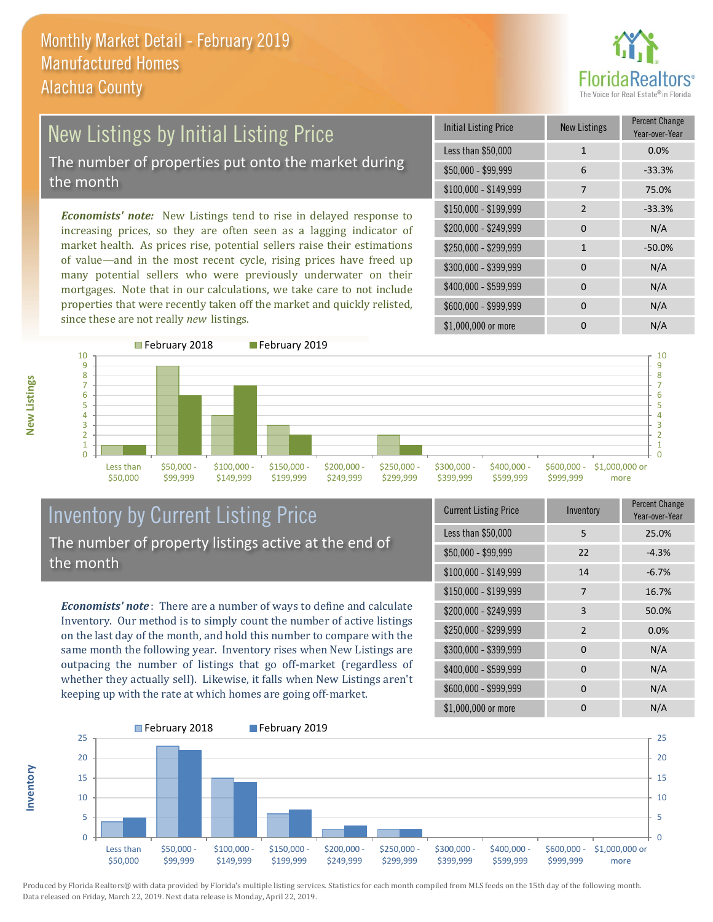Monthly Market Detail - February 2019
Manufactured Homes
Alachua County

## New Listings by Initial Listing Price

The number of properties put onto the market during the month

*Economists' note:* New Listings tend to rise in delayed response to increasing prices, so they are often seen as a lagging indicator of market health. As prices rise, potential sellers raise their estimations of value—and in the most recent cycle, rising prices have freed up many potential sellers who were previously underwater on their mortgages. Note that in our calculations, we take care to not include properties that were recently taken off the market and quickly relisted, since these are not really *new* listings.

| Initial Listing Price | New Listings | Percent Change Year-over-Year |
|---|---|---|
| Less than $50,000 | 1 | 0.0% |
| $50,000 - $99,999 | 6 | -33.3% |
| $100,000 - $149,999 | 7 | 75.0% |
| $150,000 - $199,999 | 2 | -33.3% |
| $200,000 - $249,999 | 0 | N/A |
| $250,000 - $299,999 | 1 | -50.0% |
| $300,000 - $399,999 | 0 | N/A |
| $400,000 - $599,999 | 0 | N/A |
| $600,000 - $999,999 | 0 | N/A |
| $1,000,000 or more | 0 | N/A |

| New Listings | February 2018 | February 2019 |
|---|---|---|
| Less than $50,000 | 1 | 1 |
| $50,000 - $99,999 | 9 | 6 |
| $100,000 - $149,999 | 4 | 7 |
| $150,000 - $199,999 | 3 | 2 |
| $200,000 - $249,999 | 0 | 0 |
| $250,000 - $299,999 | 2 | 1 |
| $300,000 - $399,999 | 0 | 0 |
| $400,000 - $599,999 | 0 | 0 |
| $600,000 - $999,999 | 0 | 0 |
| $1,000,000 or more | 0 | 0 |

## Inventory by Current Listing Price

The number of property listings active at the end of the month

*Economists' note*: There are a number of ways to define and calculate Inventory. Our method is to simply count the number of active listings on the last day of the month, and hold this number to compare with the same month the following year. Inventory rises when New Listings are outpacing the number of listings that go off-market (regardless of whether they actually sell). Likewise, it falls when New Listings aren't keeping up with the rate at which homes are going off-market.

| Current Listing Price | Inventory | Percent Change Year-over-Year |
|---|---|---|
| Less than $50,000 | 5 | 25.0% |
| $50,000 - $99,999 | 22 | -4.3% |
| $100,000 - $149,999 | 14 | -6.7% |
| $150,000 - $199,999 | 7 | 16.7% |
| $200,000 - $249,999 | 3 | 50.0% |
| $250,000 - $299,999 | 2 | 0.0% |
| $300,000 - $399,999 | 0 | N/A |
| $400,000 - $599,999 | 0 | N/A |
| $600,000 - $999,999 | 0 | N/A |
| $1,000,000 or more | 0 | N/A |

| Inventory | February 2018 | February 2019 |
|---|---|---|
| Less than $50,000 | 4 | 5 |
| $50,000 - $99,999 | 23 | 22 |
| $100,000 - $149,999 | 15 | 14 |
| $150,000 - $199,999 | 6 | 7 |
| $200,000 - $249,999 | 2 | 3 |
| $250,000 - $299,999 | 2 | 2 |
| $300,000 - $399,999 | 0 | 0 |
| $400,000 - $599,999 | 0 | 0 |
| $600,000 - $999,999 | 0 | 0 |
| $1,000,000 or more | 0 | 0 |

Produced by Florida Realtors® with data provided by Florida's multiple listing services. Statistics for each month compiled from MLS feeds on the 15th day of the following month. Data released on Friday, March 22, 2019. Next data release is Monday, April 22, 2019.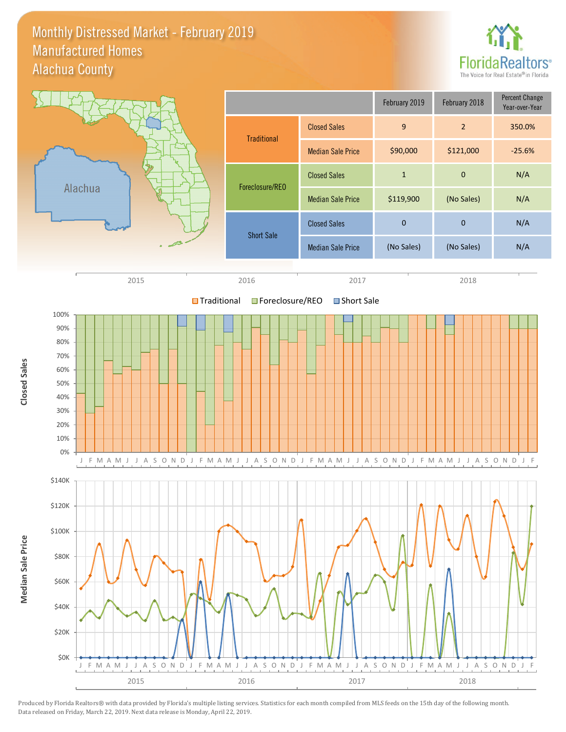# Monthly Distressed Market - February 2019
## Manufactured Homes
## Alachua County

FloridaRealtors®
The Voice for Real Estate® in Florida

Alachua

| | | February 2019 | February 2018 | Percent Change Year-over-Year |
|---|---|---|---|---|
| Traditional | Closed Sales | 9 | 2 | 350.0% |
| | Median Sale Price | $90,000 | $121,000 | -25.6% |
| Foreclosure/REO | Closed Sales | 1 | 0 | N/A |
| | Median Sale Price | $119,900 | (No Sales) | N/A |
| Short Sale | Closed Sales | 0 | 0 | N/A |
| | Median Sale Price | (No Sales) | (No Sales) | N/A |

2015 2016 2017 2018

Traditional Foreclosure/REO Short Sale

Closed Sales

100% 90% 80% 70% 60% 50% 40% 30% 20% 10% 0%

J F M A M J J A S O N D J F M A M J J A S O N D J F M A M J J A S O N D J F M A M J J A S O N D J F

Median Sale Price

$140K $120K $100K $80K $60K $40K $20K $0K

J F M A M J J A S O N D J F M A M J J A S O N D J F M A M J J A S O N D J F M A M J J A S O N D J F

2015 2016 2017 2018

Produced by Florida Realtors® with data provided by Florida's multiple listing services. Statistics for each month compiled from MLS feeds on the 15th day of the following month. Data released on Friday, March 22, 2019. Next data release is Monday, April 22, 2019.